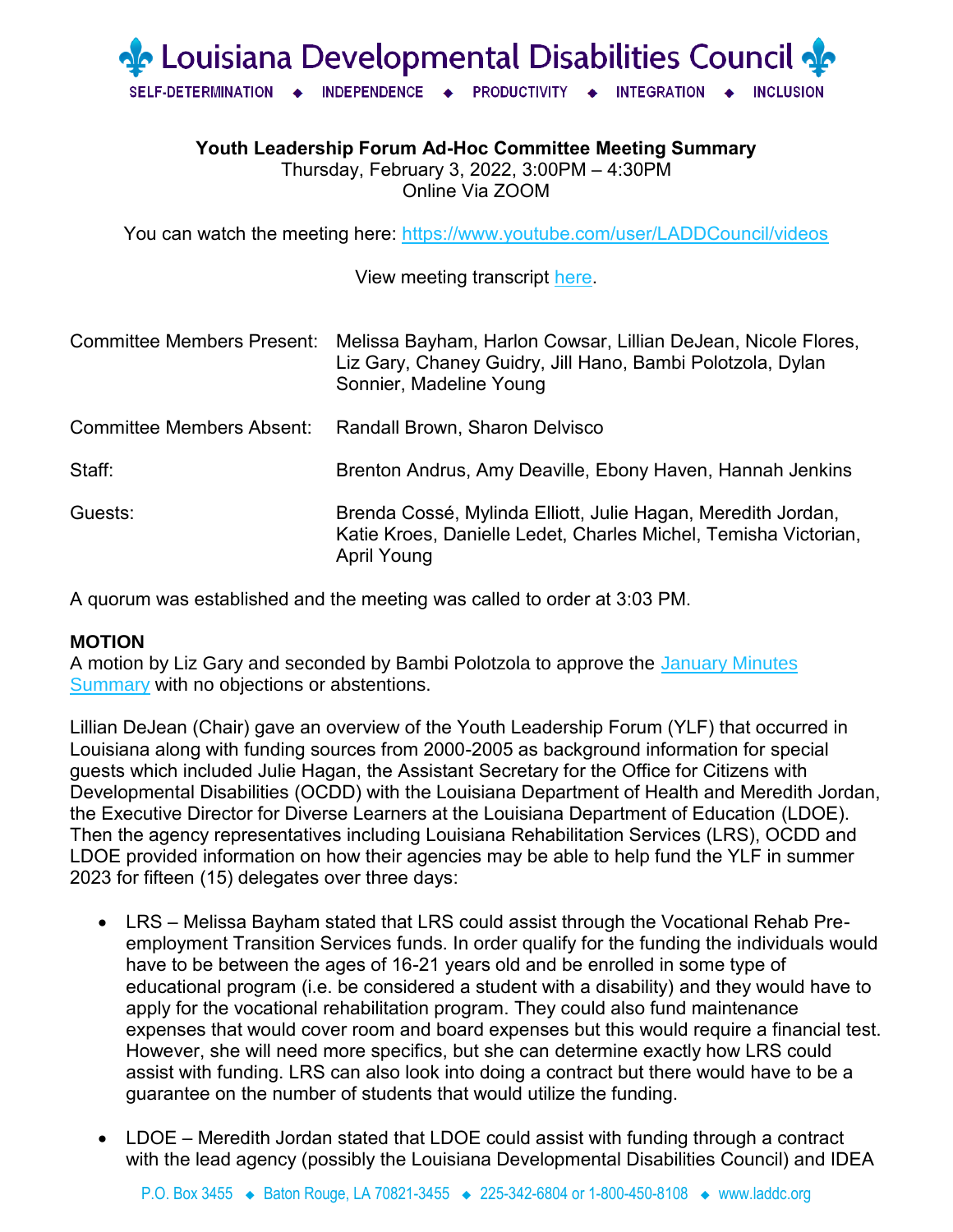# Louisiana Developmental Disabilities Council

SELF-DETERMINATION ◆ INDEPENDENCE ◆ PRODUCTIVITY ◆ INTEGRATION ◆ INCLUSION

**Youth Leadership Forum Ad-Hoc Committee Meeting Summary**
Thursday, February 3, 2022, 3:00PM – 4:30PM
Online Via ZOOM

You can watch the meeting here: https://www.youtube.com/user/LADDCouncil/videos

View meeting transcript here.

| | |
|---|---|
| Committee Members Present: | Melissa Bayham, Harlon Cowsar, Lillian DeJean, Nicole Flores, Liz Gary, Chaney Guidry, Jill Hano, Bambi Polotzola, Dylan Sonnier, Madeline Young |
| Committee Members Absent: | Randall Brown, Sharon Delvisco |
| Staff: | Brenton Andrus, Amy Deaville, Ebony Haven, Hannah Jenkins |
| Guests: | Brenda Cossé, Mylinda Elliott, Julie Hagan, Meredith Jordan, Katie Kroes, Danielle Ledet, Charles Michel, Temisha Victorian, April Young |

A quorum was established and the meeting was called to order at 3:03 PM.

**MOTION**
A motion by Liz Gary and seconded by Bambi Polotzola to approve the January Minutes Summary with no objections or abstentions.

Lillian DeJean (Chair) gave an overview of the Youth Leadership Forum (YLF) that occurred in Louisiana along with funding sources from 2000-2005 as background information for special guests which included Julie Hagan, the Assistant Secretary for the Office for Citizens with Developmental Disabilities (OCDD) with the Louisiana Department of Health and Meredith Jordan, the Executive Director for Diverse Learners at the Louisiana Department of Education (LDOE). Then the agency representatives including Louisiana Rehabilitation Services (LRS), OCDD and LDOE provided information on how their agencies may be able to help fund the YLF in summer 2023 for fifteen (15) delegates over three days:

- LRS – Melissa Bayham stated that LRS could assist through the Vocational Rehab Pre-employment Transition Services funds. In order qualify for the funding the individuals would have to be between the ages of 16-21 years old and be enrolled in some type of educational program (i.e. be considered a student with a disability) and they would have to apply for the vocational rehabilitation program. They could also fund maintenance expenses that would cover room and board expenses but this would require a financial test. However, she will need more specifics, but she can determine exactly how LRS could assist with funding. LRS can also look into doing a contract but there would have to be a guarantee on the number of students that would utilize the funding.

- LDOE – Meredith Jordan stated that LDOE could assist with funding through a contract with the lead agency (possibly the Louisiana Developmental Disabilities Council) and IDEA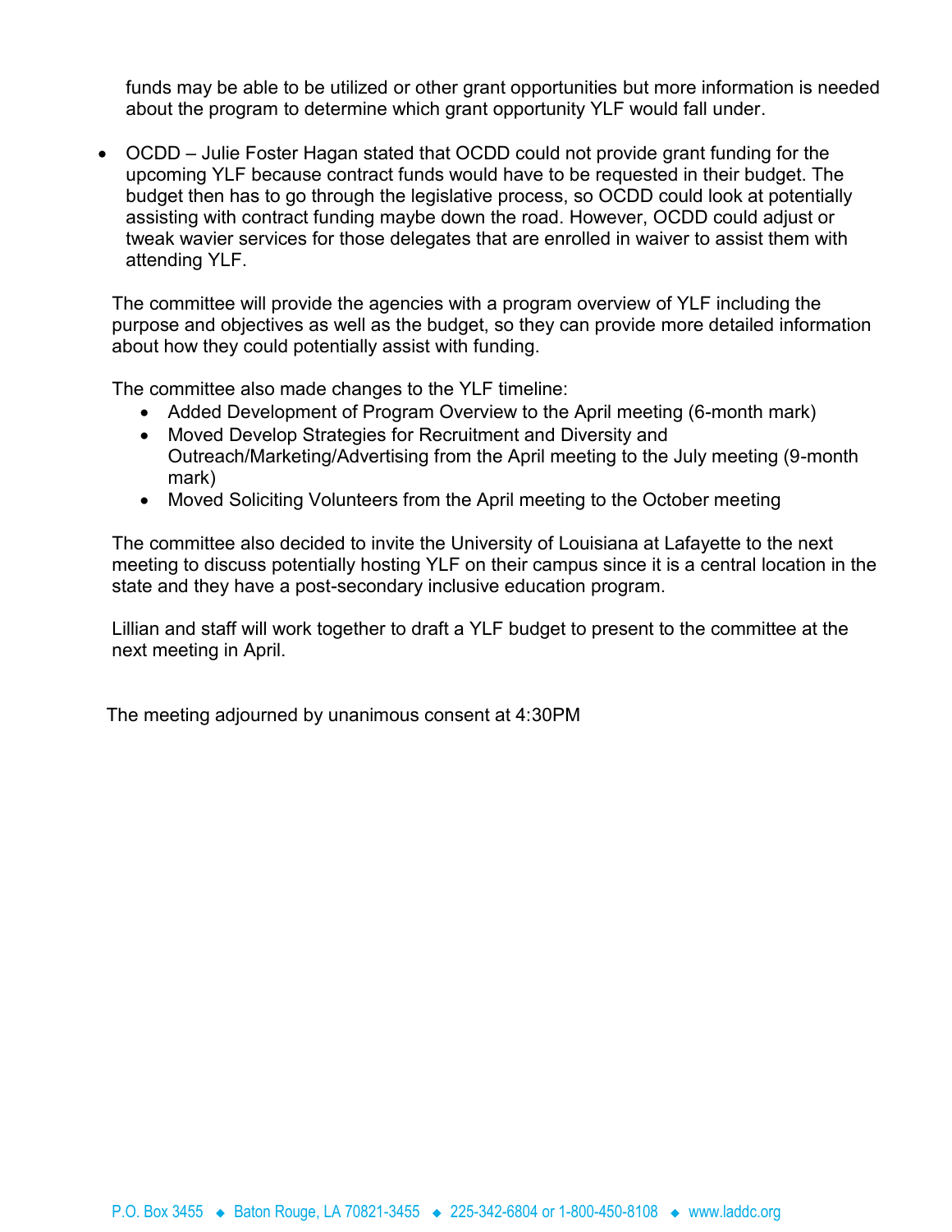funds may be able to be utilized or other grant opportunities but more information is needed about the program to determine which grant opportunity YLF would fall under.

- OCDD – Julie Foster Hagan stated that OCDD could not provide grant funding for the upcoming YLF because contract funds would have to be requested in their budget. The budget then has to go through the legislative process, so OCDD could look at potentially assisting with contract funding maybe down the road. However, OCDD could adjust or tweak wavier services for those delegates that are enrolled in waiver to assist them with attending YLF.

The committee will provide the agencies with a program overview of YLF including the purpose and objectives as well as the budget, so they can provide more detailed information about how they could potentially assist with funding.

The committee also made changes to the YLF timeline:

- Added Development of Program Overview to the April meeting (6-month mark)
- Moved Develop Strategies for Recruitment and Diversity and Outreach/Marketing/Advertising from the April meeting to the July meeting (9-month mark)
- Moved Soliciting Volunteers from the April meeting to the October meeting

The committee also decided to invite the University of Louisiana at Lafayette to the next meeting to discuss potentially hosting YLF on their campus since it is a central location in the state and they have a post-secondary inclusive education program.

Lillian and staff will work together to draft a YLF budget to present to the committee at the next meeting in April.

The meeting adjourned by unanimous consent at 4:30PM